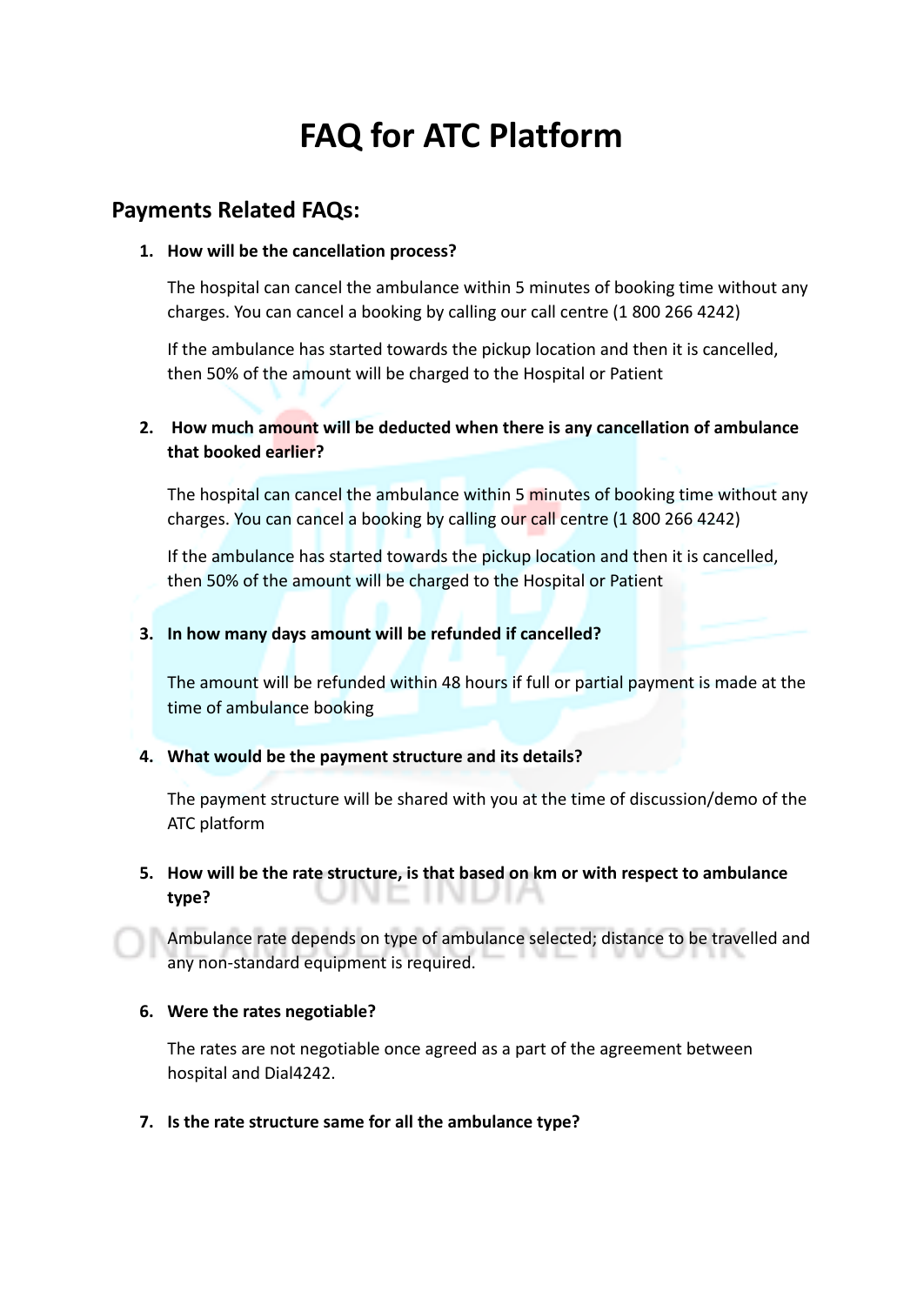# FAQ for ATC Platform

## Payments Related FAQs:

1. **How will be the cancellation process?**

   The hospital can cancel the ambulance within 5 minutes of booking time without any charges. You can cancel a booking by calling our call centre (1 800 266 4242)

   If the ambulance has started towards the pickup location and then it is cancelled, then 50% of the amount will be charged to the Hospital or Patient

2. **How much amount will be deducted when there is any cancellation of ambulance that booked earlier?**

   The hospital can cancel the ambulance within 5 minutes of booking time without any charges. You can cancel a booking by calling our call centre (1 800 266 4242)

   If the ambulance has started towards the pickup location and then it is cancelled, then 50% of the amount will be charged to the Hospital or Patient

3. **In how many days amount will be refunded if cancelled?**

   The amount will be refunded within 48 hours if full or partial payment is made at the time of ambulance booking

4. **What would be the payment structure and its details?**

   The payment structure will be shared with you at the time of discussion/demo of the ATC platform

5. **How will be the rate structure, is that based on km or with respect to ambulance type?**

   Ambulance rate depends on type of ambulance selected; distance to be travelled and any non-standard equipment is required.

6. **Were the rates negotiable?**

   The rates are not negotiable once agreed as a part of the agreement between hospital and Dial4242.

7. **Is the rate structure same for all the ambulance type?**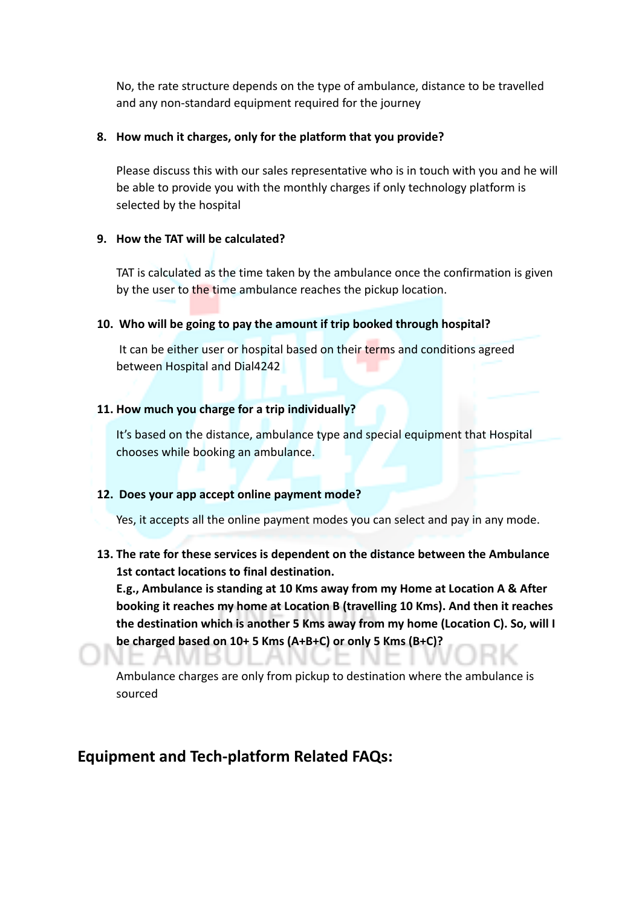No, the rate structure depends on the type of ambulance, distance to be travelled and any non-standard equipment required for the journey

8. **How much it charges, only for the platform that you provide?**

   Please discuss this with our sales representative who is in touch with you and he will be able to provide you with the monthly charges if only technology platform is selected by the hospital

9. **How the TAT will be calculated?**

   TAT is calculated as the time taken by the ambulance once the confirmation is given by the user to the time ambulance reaches the pickup location.

10. **Who will be going to pay the amount if trip booked through hospital?**

    It can be either user or hospital based on their terms and conditions agreed between Hospital and Dial4242

11. **How much you charge for a trip individually?**

    It's based on the distance, ambulance type and special equipment that Hospital chooses while booking an ambulance.

12. **Does your app accept online payment mode?**

    Yes, it accepts all the online payment modes you can select and pay in any mode.

13. **The rate for these services is dependent on the distance between the Ambulance 1st contact locations to final destination.**
    **E.g., Ambulance is standing at 10 Kms away from my Home at Location A & After booking it reaches my home at Location B (travelling 10 Kms). And then it reaches the destination which is another 5 Kms away from my home (Location C). So, will I be charged based on 10+ 5 Kms (A+B+C) or only 5 Kms (B+C)?**

    Ambulance charges are only from pickup to destination where the ambulance is sourced

## Equipment and Tech-platform Related FAQs: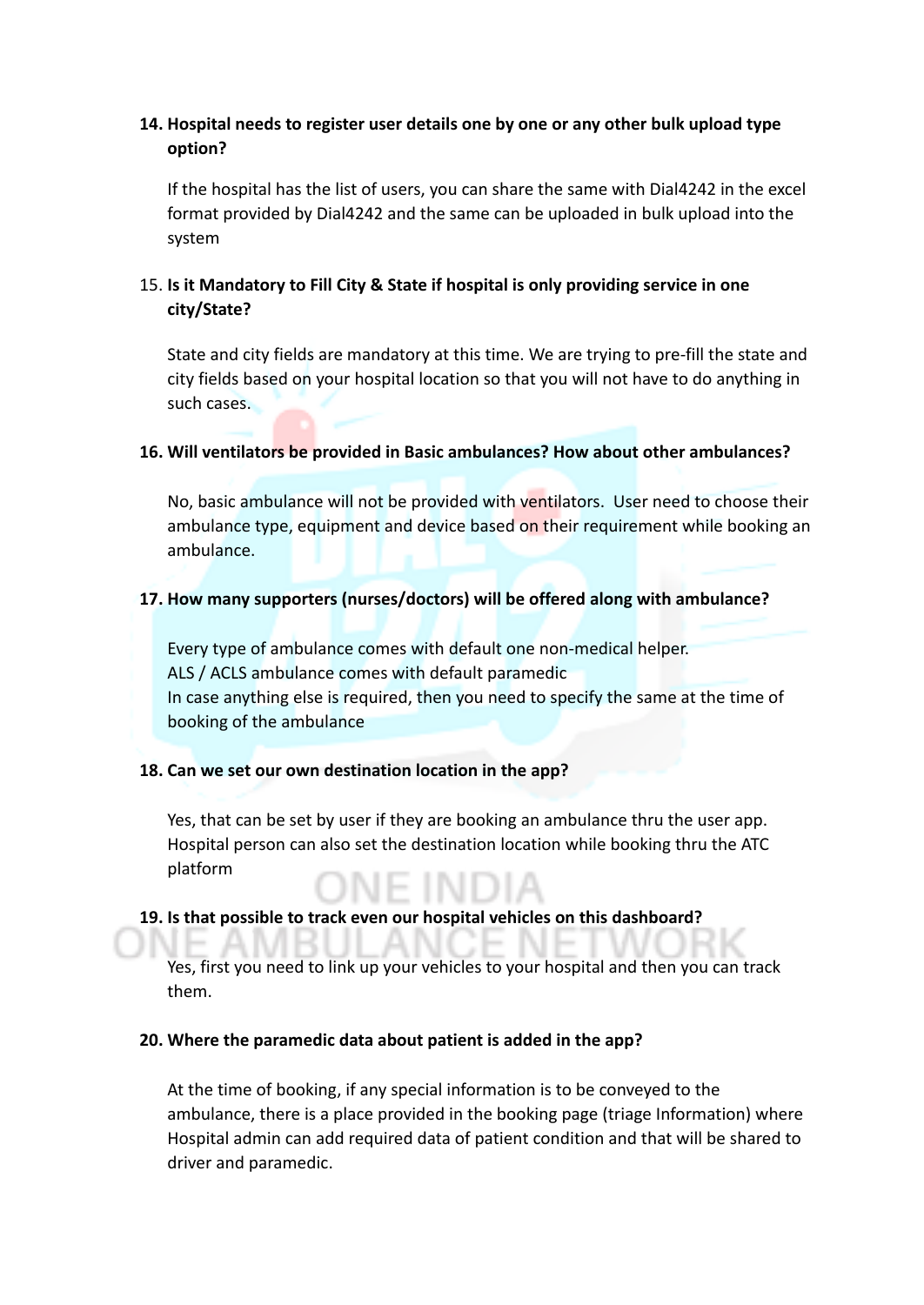14. **Hospital needs to register user details one by one or any other bulk upload type option?**

    If the hospital has the list of users, you can share the same with Dial4242 in the excel format provided by Dial4242 and the same can be uploaded in bulk upload into the system

15. **Is it Mandatory to Fill City & State if hospital is only providing service in one city/State?**

    State and city fields are mandatory at this time. We are trying to pre-fill the state and city fields based on your hospital location so that you will not have to do anything in such cases.

16. **Will ventilators be provided in Basic ambulances? How about other ambulances?**

    No, basic ambulance will not be provided with ventilators. User need to choose their ambulance type, equipment and device based on their requirement while booking an ambulance.

17. **How many supporters (nurses/doctors) will be offered along with ambulance?**

    Every type of ambulance comes with default one non-medical helper.
    ALS / ACLS ambulance comes with default paramedic
    In case anything else is required, then you need to specify the same at the time of booking of the ambulance

18. **Can we set our own destination location in the app?**

    Yes, that can be set by user if they are booking an ambulance thru the user app. Hospital person can also set the destination location while booking thru the ATC platform

19. **Is that possible to track even our hospital vehicles on this dashboard?**

    Yes, first you need to link up your vehicles to your hospital and then you can track them.

20. **Where the paramedic data about patient is added in the app?**

    At the time of booking, if any special information is to be conveyed to the ambulance, there is a place provided in the booking page (triage Information) where Hospital admin can add required data of patient condition and that will be shared to driver and paramedic.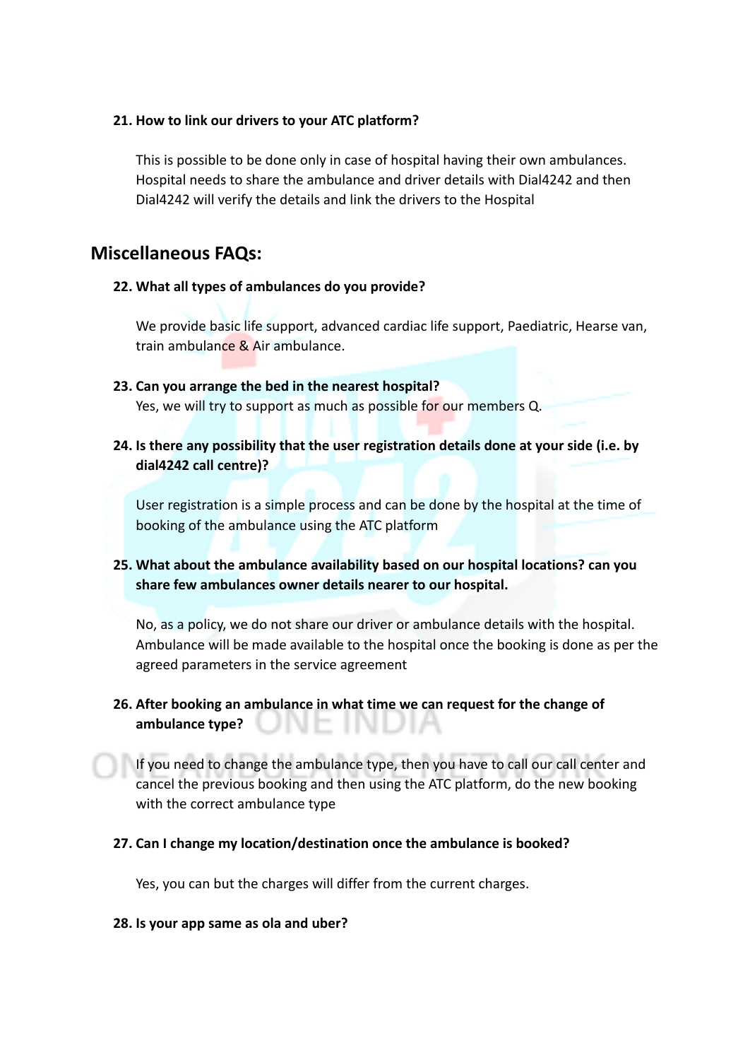**21. How to link our drivers to your ATC platform?**

This is possible to be done only in case of hospital having their own ambulances. Hospital needs to share the ambulance and driver details with Dial4242 and then Dial4242 will verify the details and link the drivers to the Hospital

## Miscellaneous FAQs:

**22. What all types of ambulances do you provide?**

We provide basic life support, advanced cardiac life support, Paediatric, Hearse van, train ambulance & Air ambulance.

**23. Can you arrange the bed in the nearest hospital?**

Yes, we will try to support as much as possible for our members Q.

**24. Is there any possibility that the user registration details done at your side (i.e. by dial4242 call centre)?**

User registration is a simple process and can be done by the hospital at the time of booking of the ambulance using the ATC platform

**25. What about the ambulance availability based on our hospital locations? can you share few ambulances owner details nearer to our hospital.**

No, as a policy, we do not share our driver or ambulance details with the hospital. Ambulance will be made available to the hospital once the booking is done as per the agreed parameters in the service agreement

**26. After booking an ambulance in what time we can request for the change of ambulance type?**

If you need to change the ambulance type, then you have to call our call center and cancel the previous booking and then using the ATC platform, do the new booking with the correct ambulance type

**27. Can I change my location/destination once the ambulance is booked?**

Yes, you can but the charges will differ from the current charges.

**28. Is your app same as ola and uber?**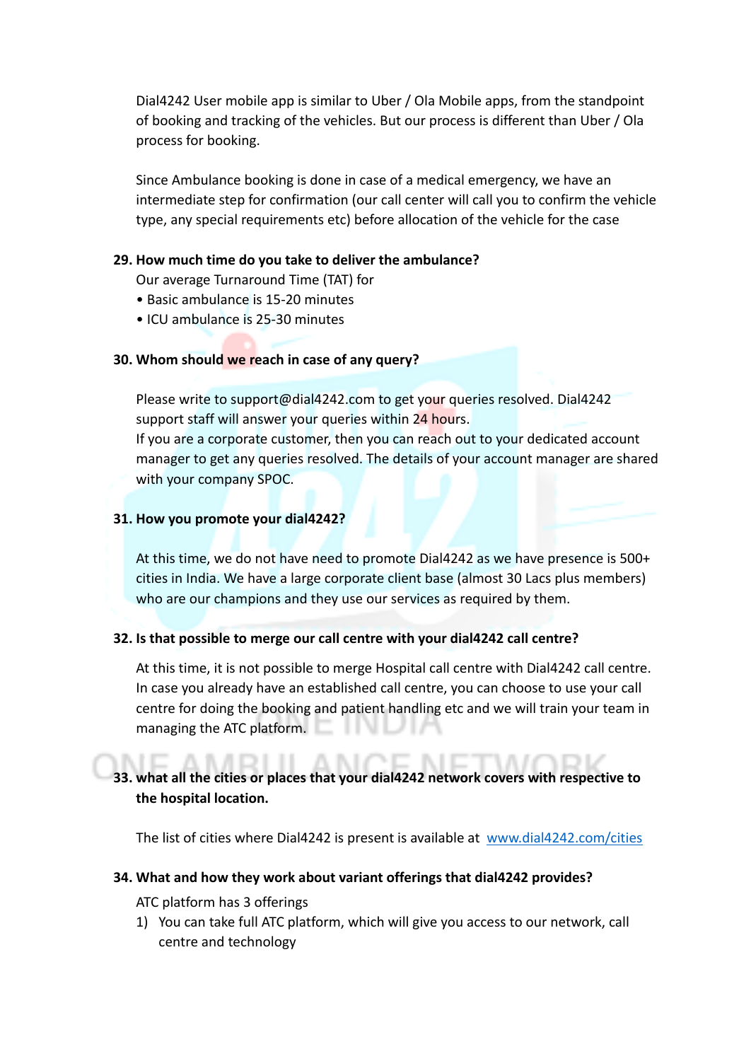Dial4242 User mobile app is similar to Uber / Ola Mobile apps, from the standpoint of booking and tracking of the vehicles. But our process is different than Uber / Ola process for booking.

Since Ambulance booking is done in case of a medical emergency, we have an intermediate step for confirmation (our call center will call you to confirm the vehicle type, any special requirements etc) before allocation of the vehicle for the case

**29. How much time do you take to deliver the ambulance?**

Our average Turnaround Time (TAT) for

- Basic ambulance is 15-20 minutes
- ICU ambulance is 25-30 minutes

**30. Whom should we reach in case of any query?**

Please write to support@dial4242.com to get your queries resolved. Dial4242 support staff will answer your queries within 24 hours.
If you are a corporate customer, then you can reach out to your dedicated account manager to get any queries resolved. The details of your account manager are shared with your company SPOC.

**31. How you promote your dial4242?**

At this time, we do not have need to promote Dial4242 as we have presence is 500+ cities in India. We have a large corporate client base (almost 30 Lacs plus members) who are our champions and they use our services as required by them.

**32. Is that possible to merge our call centre with your dial4242 call centre?**

At this time, it is not possible to merge Hospital call centre with Dial4242 call centre. In case you already have an established call centre, you can choose to use your call centre for doing the booking and patient handling etc and we will train your team in managing the ATC platform.

**33. what all the cities or places that your dial4242 network covers with respective to the hospital location.**

The list of cities where Dial4242 is present is available at [www.dial4242.com/cities](www.dial4242.com/cities)

**34. What and how they work about variant offerings that dial4242 provides?**

ATC platform has 3 offerings

1) You can take full ATC platform, which will give you access to our network, call centre and technology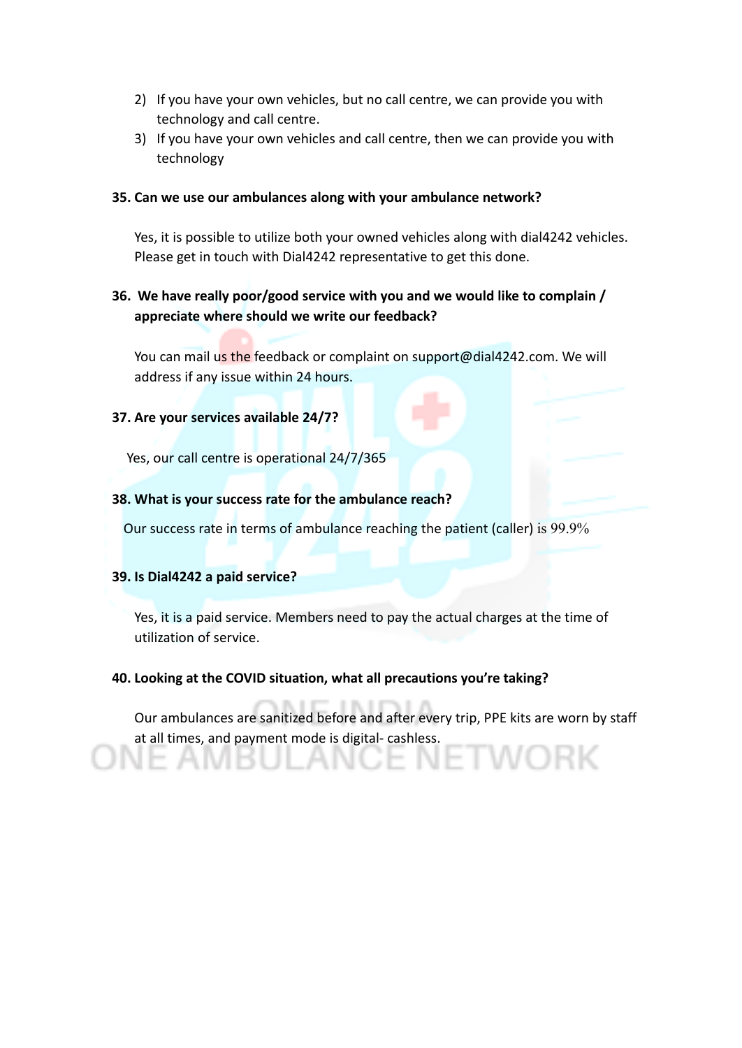2) If you have your own vehicles, but no call centre, we can provide you with technology and call centre.
3) If you have your own vehicles and call centre, then we can provide you with technology

**35. Can we use our ambulances along with your ambulance network?**

Yes, it is possible to utilize both your owned vehicles along with dial4242 vehicles. Please get in touch with Dial4242 representative to get this done.

**36. We have really poor/good service with you and we would like to complain / appreciate where should we write our feedback?**

You can mail us the feedback or complaint on support@dial4242.com. We will address if any issue within 24 hours.

**37. Are your services available 24/7?**

Yes, our call centre is operational 24/7/365

**38. What is your success rate for the ambulance reach?**

Our success rate in terms of ambulance reaching the patient (caller) is 99.9%

**39. Is Dial4242 a paid service?**

Yes, it is a paid service. Members need to pay the actual charges at the time of utilization of service.

**40. Looking at the COVID situation, what all precautions you're taking?**

Our ambulances are sanitized before and after every trip, PPE kits are worn by staff at all times, and payment mode is digital- cashless.